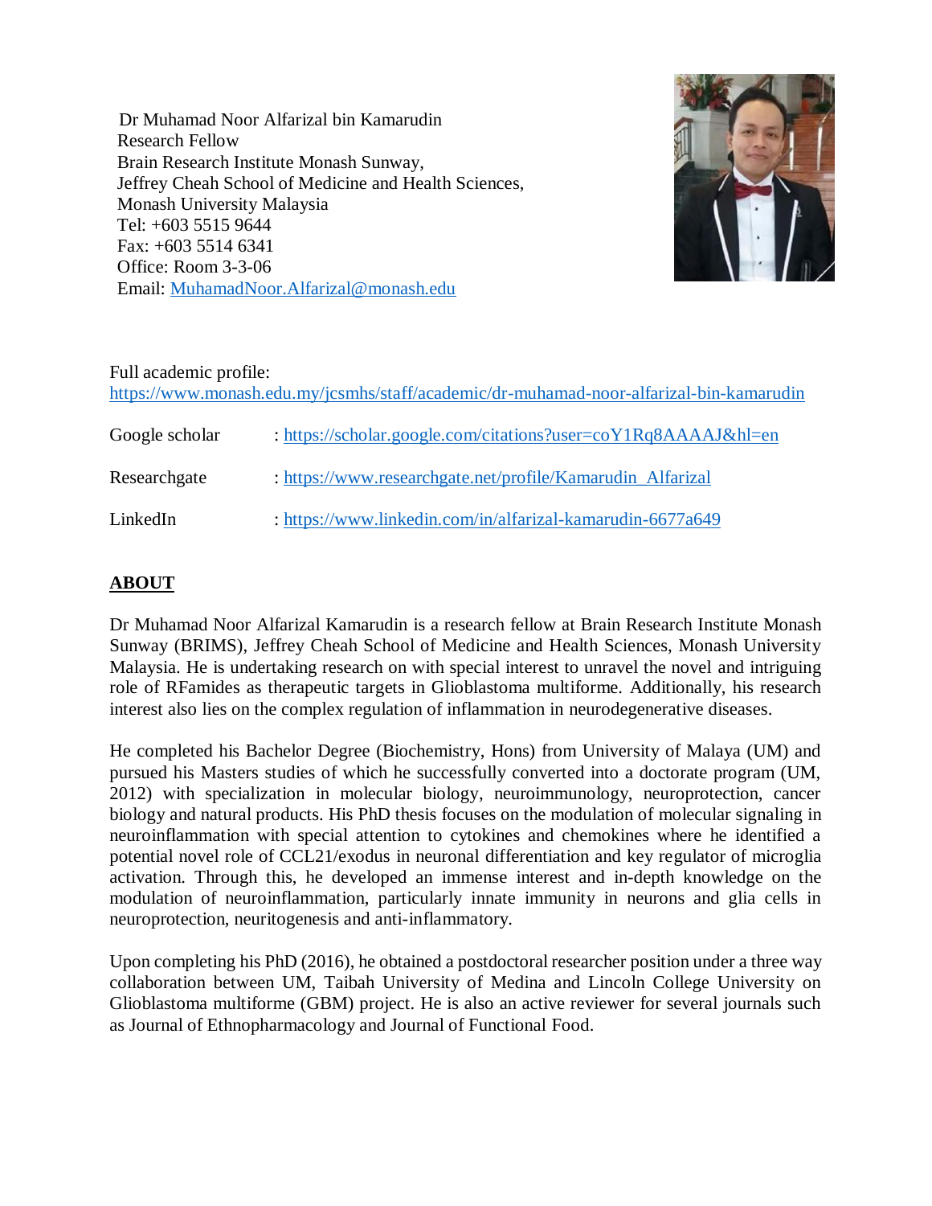Dr Muhamad Noor Alfarizal bin Kamarudin
Research Fellow
Brain Research Institute Monash Sunway,
Jeffrey Cheah School of Medicine and Health Sciences,
Monash University Malaysia
Tel: +603 5515 9644
Fax: +603 5514 6341
Office: Room 3-3-06
Email: [MuhamadNoor.Alfarizal@monash.edu](mailto:MuhamadNoor.Alfarizal@monash.edu)

Full academic profile:
https://www.monash.edu.my/jcsmhs/staff/academic/dr-muhamad-noor-alfarizal-bin-kamarudin

| | |
|---|---|
| Google scholar | : https://scholar.google.com/citations?user=coY1Rq8AAAAJ&hl=en |
| Researchgate | : https://www.researchgate.net/profile/Kamarudin_Alfarizal |
| LinkedIn | : https://www.linkedin.com/in/alfarizal-kamarudin-6677a649 |

## ABOUT

Dr Muhamad Noor Alfarizal Kamarudin is a research fellow at Brain Research Institute Monash Sunway (BRIMS), Jeffrey Cheah School of Medicine and Health Sciences, Monash University Malaysia. He is undertaking research on with special interest to unravel the novel and intriguing role of RFamides as therapeutic targets in Glioblastoma multiforme. Additionally, his research interest also lies on the complex regulation of inflammation in neurodegenerative diseases.

He completed his Bachelor Degree (Biochemistry, Hons) from University of Malaya (UM) and pursued his Masters studies of which he successfully converted into a doctorate program (UM, 2012) with specialization in molecular biology, neuroimmunology, neuroprotection, cancer biology and natural products. His PhD thesis focuses on the modulation of molecular signaling in neuroinflammation with special attention to cytokines and chemokines where he identified a potential novel role of CCL21/exodus in neuronal differentiation and key regulator of microglia activation. Through this, he developed an immense interest and in-depth knowledge on the modulation of neuroinflammation, particularly innate immunity in neurons and glia cells in neuroprotection, neuritogenesis and anti-inflammatory.

Upon completing his PhD (2016), he obtained a postdoctoral researcher position under a three way collaboration between UM, Taibah University of Medina and Lincoln College University on Glioblastoma multiforme (GBM) project. He is also an active reviewer for several journals such as Journal of Ethnopharmacology and Journal of Functional Food.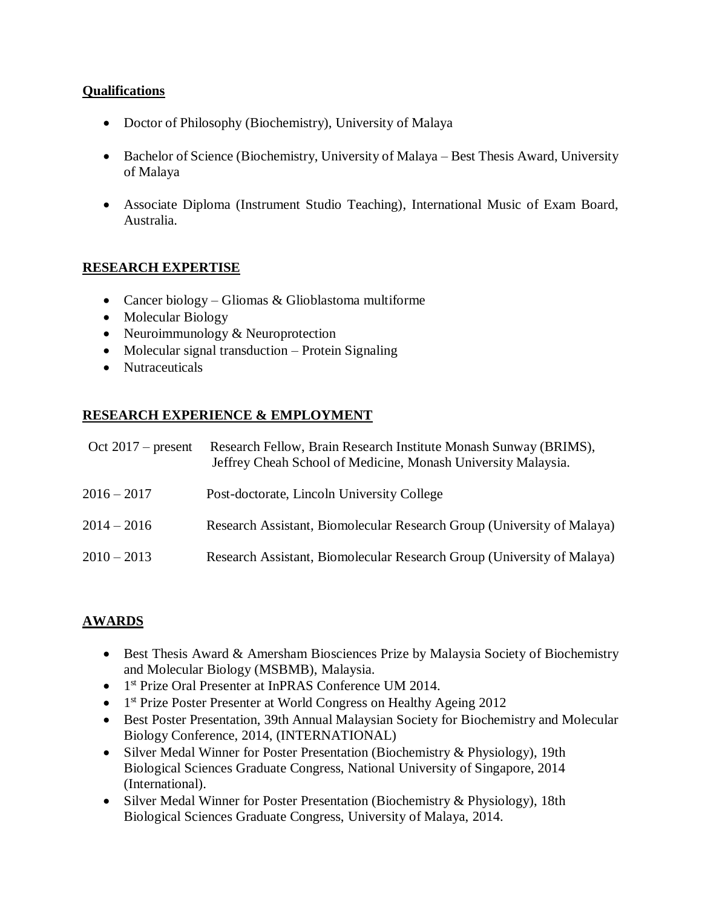## Qualifications

- Doctor of Philosophy (Biochemistry), University of Malaya
- Bachelor of Science (Biochemistry, University of Malaya – Best Thesis Award, University of Malaya
- Associate Diploma (Instrument Studio Teaching), International Music of Exam Board, Australia.

## RESEARCH EXPERTISE

- Cancer biology – Gliomas & Glioblastoma multiforme
- Molecular Biology
- Neuroimmunology & Neuroprotection
- Molecular signal transduction – Protein Signaling
- Nutraceuticals

## RESEARCH EXPERIENCE & EMPLOYMENT

| | |
|---|---|
| Oct 2017 – present | Research Fellow, Brain Research Institute Monash Sunway (BRIMS), Jeffrey Cheah School of Medicine, Monash University Malaysia. |
| 2016 – 2017 | Post-doctorate, Lincoln University College |
| 2014 – 2016 | Research Assistant, Biomolecular Research Group (University of Malaya) |
| 2010 – 2013 | Research Assistant, Biomolecular Research Group (University of Malaya) |

## AWARDS

- Best Thesis Award & Amersham Biosciences Prize by Malaysia Society of Biochemistry and Molecular Biology (MSBMB), Malaysia.
- 1st Prize Oral Presenter at InPRAS Conference UM 2014.
- 1st Prize Poster Presenter at World Congress on Healthy Ageing 2012
- Best Poster Presentation, 39th Annual Malaysian Society for Biochemistry and Molecular Biology Conference, 2014, (INTERNATIONAL)
- Silver Medal Winner for Poster Presentation (Biochemistry & Physiology), 19th Biological Sciences Graduate Congress, National University of Singapore, 2014 (International).
- Silver Medal Winner for Poster Presentation (Biochemistry & Physiology), 18th Biological Sciences Graduate Congress, University of Malaya, 2014.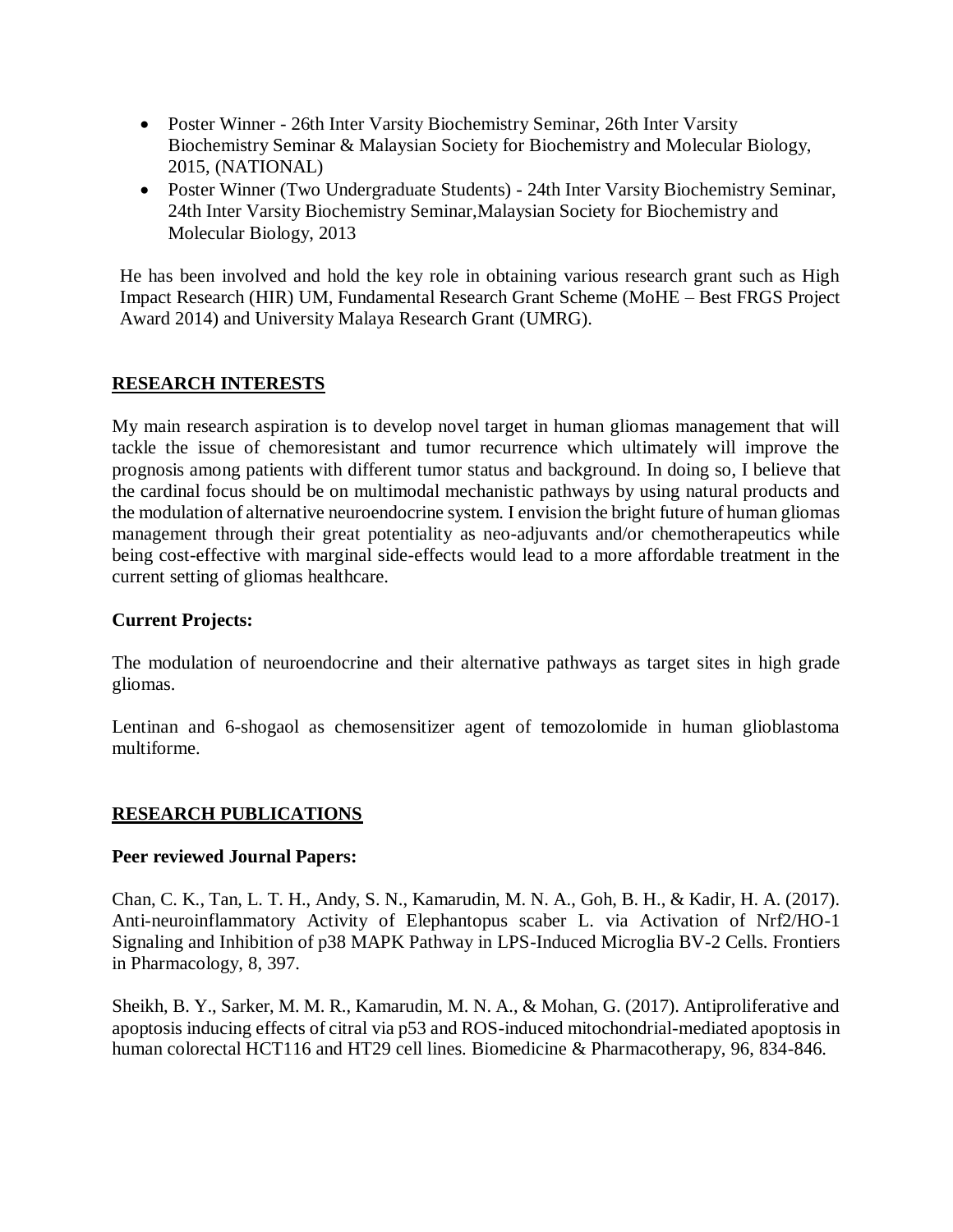- Poster Winner - 26th Inter Varsity Biochemistry Seminar, 26th Inter Varsity Biochemistry Seminar & Malaysian Society for Biochemistry and Molecular Biology, 2015, (NATIONAL)
- Poster Winner (Two Undergraduate Students) - 24th Inter Varsity Biochemistry Seminar, 24th Inter Varsity Biochemistry Seminar,Malaysian Society for Biochemistry and Molecular Biology, 2013

He has been involved and hold the key role in obtaining various research grant such as High Impact Research (HIR) UM, Fundamental Research Grant Scheme (MoHE – Best FRGS Project Award 2014) and University Malaya Research Grant (UMRG).

## RESEARCH INTERESTS

My main research aspiration is to develop novel target in human gliomas management that will tackle the issue of chemoresistant and tumor recurrence which ultimately will improve the prognosis among patients with different tumor status and background. In doing so, I believe that the cardinal focus should be on multimodal mechanistic pathways by using natural products and the modulation of alternative neuroendocrine system. I envision the bright future of human gliomas management through their great potentiality as neo-adjuvants and/or chemotherapeutics while being cost-effective with marginal side-effects would lead to a more affordable treatment in the current setting of gliomas healthcare.

### Current Projects:

The modulation of neuroendocrine and their alternative pathways as target sites in high grade gliomas.

Lentinan and 6-shogaol as chemosensitizer agent of temozolomide in human glioblastoma multiforme.

## RESEARCH PUBLICATIONS

### Peer reviewed Journal Papers:

Chan, C. K., Tan, L. T. H., Andy, S. N., Kamarudin, M. N. A., Goh, B. H., & Kadir, H. A. (2017). Anti-neuroinflammatory Activity of Elephantopus scaber L. via Activation of Nrf2/HO-1 Signaling and Inhibition of p38 MAPK Pathway in LPS-Induced Microglia BV-2 Cells. Frontiers in Pharmacology, 8, 397.

Sheikh, B. Y., Sarker, M. M. R., Kamarudin, M. N. A., & Mohan, G. (2017). Antiproliferative and apoptosis inducing effects of citral via p53 and ROS-induced mitochondrial-mediated apoptosis in human colorectal HCT116 and HT29 cell lines. Biomedicine & Pharmacotherapy, 96, 834-846.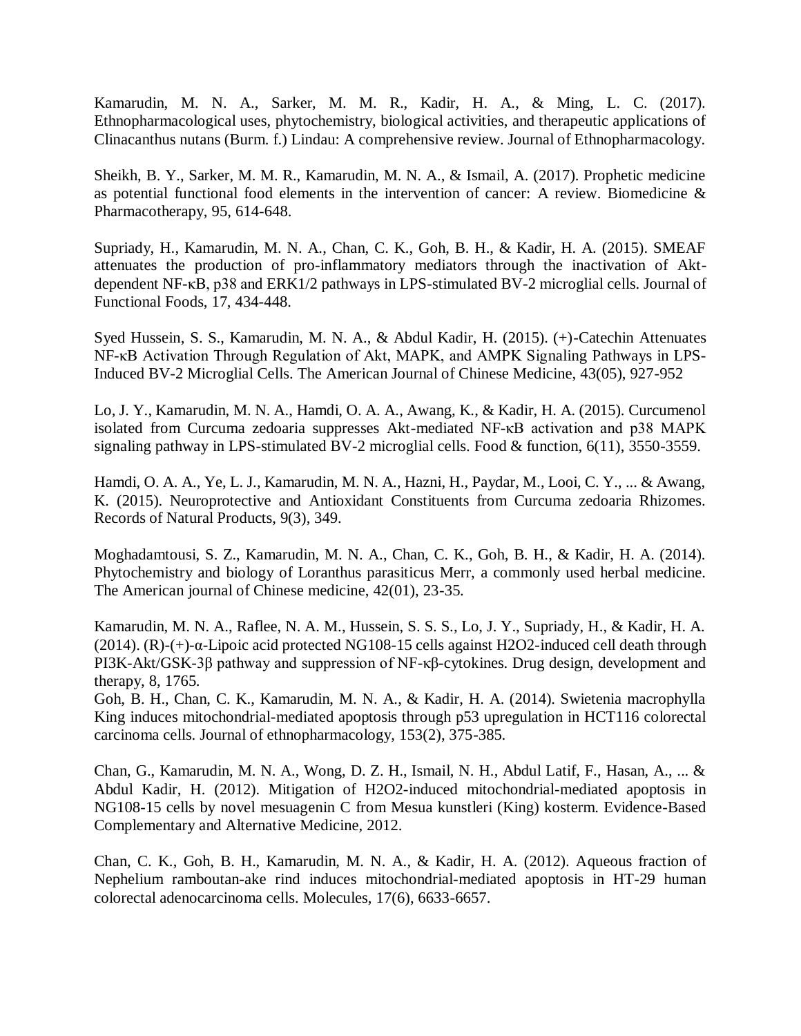Kamarudin, M. N. A., Sarker, M. M. R., Kadir, H. A., & Ming, L. C. (2017). Ethnopharmacological uses, phytochemistry, biological activities, and therapeutic applications of Clinacanthus nutans (Burm. f.) Lindau: A comprehensive review. Journal of Ethnopharmacology.

Sheikh, B. Y., Sarker, M. M. R., Kamarudin, M. N. A., & Ismail, A. (2017). Prophetic medicine as potential functional food elements in the intervention of cancer: A review. Biomedicine & Pharmacotherapy, 95, 614-648.

Supriady, H., Kamarudin, M. N. A., Chan, C. K., Goh, B. H., & Kadir, H. A. (2015). SMEAF attenuates the production of pro-inflammatory mediators through the inactivation of Akt-dependent NF-κB, p38 and ERK1/2 pathways in LPS-stimulated BV-2 microglial cells. Journal of Functional Foods, 17, 434-448.

Syed Hussein, S. S., Kamarudin, M. N. A., & Abdul Kadir, H. (2015). (+)-Catechin Attenuates NF-κB Activation Through Regulation of Akt, MAPK, and AMPK Signaling Pathways in LPS-Induced BV-2 Microglial Cells. The American Journal of Chinese Medicine, 43(05), 927-952

Lo, J. Y., Kamarudin, M. N. A., Hamdi, O. A. A., Awang, K., & Kadir, H. A. (2015). Curcumenol isolated from Curcuma zedoaria suppresses Akt-mediated NF-κB activation and p38 MAPK signaling pathway in LPS-stimulated BV-2 microglial cells. Food & function, 6(11), 3550-3559.

Hamdi, O. A. A., Ye, L. J., Kamarudin, M. N. A., Hazni, H., Paydar, M., Looi, C. Y., ... & Awang, K. (2015). Neuroprotective and Antioxidant Constituents from Curcuma zedoaria Rhizomes. Records of Natural Products, 9(3), 349.

Moghadamtousi, S. Z., Kamarudin, M. N. A., Chan, C. K., Goh, B. H., & Kadir, H. A. (2014). Phytochemistry and biology of Loranthus parasiticus Merr, a commonly used herbal medicine. The American journal of Chinese medicine, 42(01), 23-35.

Kamarudin, M. N. A., Raflee, N. A. M., Hussein, S. S. S., Lo, J. Y., Supriady, H., & Kadir, H. A. (2014). (R)-(+)-α-Lipoic acid protected NG108-15 cells against $H_2O_2$-induced cell death through PI3K-Akt/GSK-3β pathway and suppression of NF-κβ-cytokines. Drug design, development and therapy, 8, 1765.

Goh, B. H., Chan, C. K., Kamarudin, M. N. A., & Kadir, H. A. (2014). Swietenia macrophylla King induces mitochondrial-mediated apoptosis through p53 upregulation in HCT116 colorectal carcinoma cells. Journal of ethnopharmacology, 153(2), 375-385.

Chan, G., Kamarudin, M. N. A., Wong, D. Z. H., Ismail, N. H., Abdul Latif, F., Hasan, A., ... & Abdul Kadir, H. (2012). Mitigation of $H_2O_2$-induced mitochondrial-mediated apoptosis in NG108-15 cells by novel mesuagenin C from Mesua kunstleri (King) kosterm. Evidence-Based Complementary and Alternative Medicine, 2012.

Chan, C. K., Goh, B. H., Kamarudin, M. N. A., & Kadir, H. A. (2012). Aqueous fraction of Nephelium ramboutan-ake rind induces mitochondrial-mediated apoptosis in HT-29 human colorectal adenocarcinoma cells. Molecules, 17(6), 6633-6657.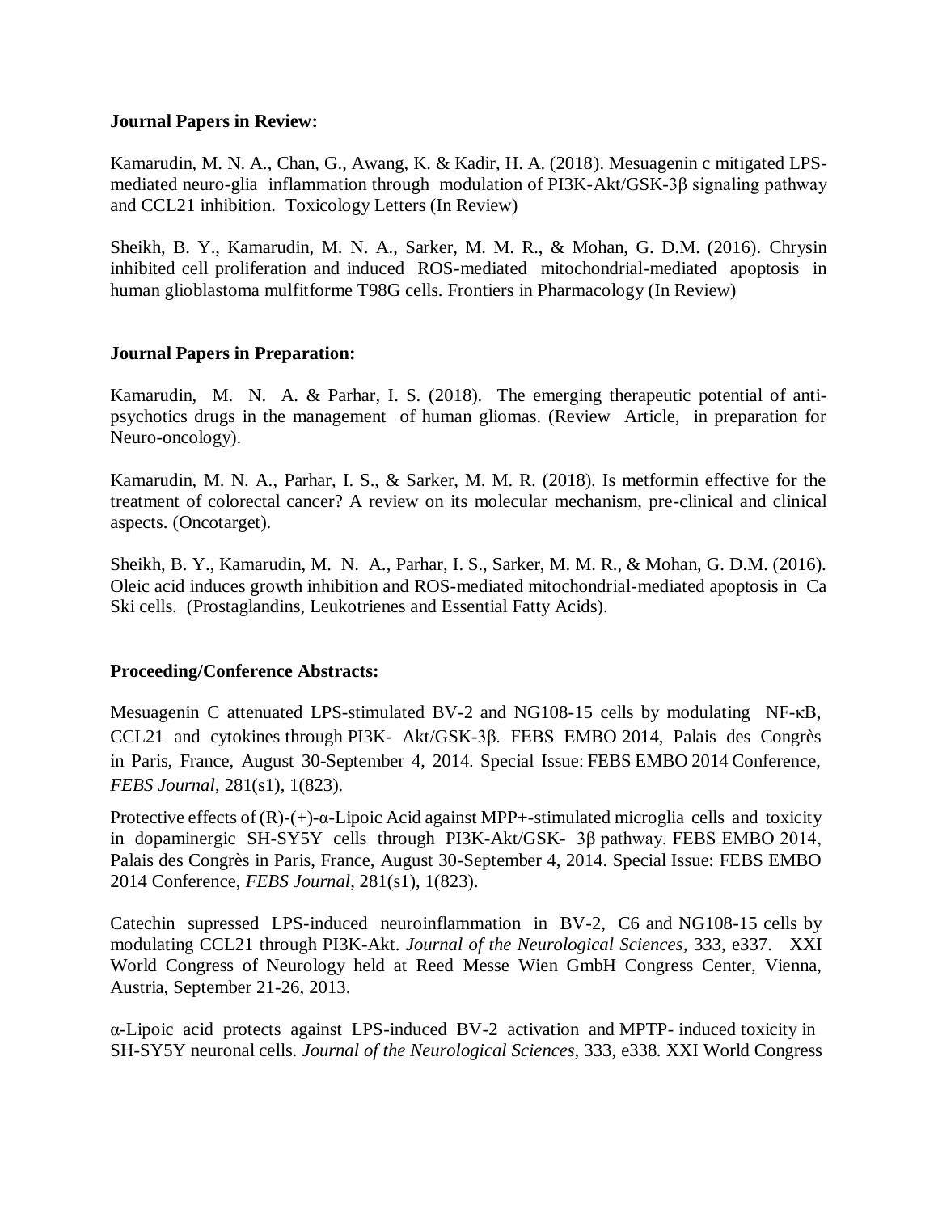**Journal Papers in Review:**

Kamarudin, M. N. A., Chan, G., Awang, K. & Kadir, H. A. (2018). Mesuagenin c mitigated LPS-mediated neuro-glia inflammation through modulation of PI3K-Akt/GSK-3β signaling pathway and CCL21 inhibition. Toxicology Letters (In Review)

Sheikh, B. Y., Kamarudin, M. N. A., Sarker, M. M. R., & Mohan, G. D.M. (2016). Chrysin inhibited cell proliferation and induced ROS-mediated mitochondrial-mediated apoptosis in human glioblastoma mulfitforme T98G cells. Frontiers in Pharmacology (In Review)

**Journal Papers in Preparation:**

Kamarudin, M. N. A. & Parhar, I. S. (2018). The emerging therapeutic potential of anti-psychotics drugs in the management of human gliomas. (Review Article, in preparation for Neuro-oncology).

Kamarudin, M. N. A., Parhar, I. S., & Sarker, M. M. R. (2018). Is metformin effective for the treatment of colorectal cancer? A review on its molecular mechanism, pre-clinical and clinical aspects. (Oncotarget).

Sheikh, B. Y., Kamarudin, M. N. A., Parhar, I. S., Sarker, M. M. R., & Mohan, G. D.M. (2016). Oleic acid induces growth inhibition and ROS-mediated mitochondrial-mediated apoptosis in Ca Ski cells. (Prostaglandins, Leukotrienes and Essential Fatty Acids).

**Proceeding/Conference Abstracts:**

Mesuagenin C attenuated LPS-stimulated BV-2 and NG108-15 cells by modulating NF-κB, CCL21 and cytokines through PI3K- Akt/GSK-3β. FEBS EMBO 2014, Palais des Congrès in Paris, France, August 30-September 4, 2014. Special Issue: FEBS EMBO 2014 Conference, *FEBS Journal*, 281(s1), 1(823).

Protective effects of (R)-(+)-α-Lipoic Acid against MPP+-stimulated microglia cells and toxicity in dopaminergic SH-SY5Y cells through PI3K-Akt/GSK- 3β pathway. FEBS EMBO 2014, Palais des Congrès in Paris, France, August 30-September 4, 2014. Special Issue: FEBS EMBO 2014 Conference, *FEBS Journal*, 281(s1), 1(823).

Catechin supressed LPS-induced neuroinflammation in BV-2, C6 and NG108-15 cells by modulating CCL21 through PI3K-Akt. *Journal of the Neurological Sciences*, 333, e337. XXI World Congress of Neurology held at Reed Messe Wien GmbH Congress Center, Vienna, Austria, September 21-26, 2013.

α-Lipoic acid protects against LPS-induced BV-2 activation and MPTP- induced toxicity in SH-SY5Y neuronal cells. *Journal of the Neurological Sciences*, 333, e338. XXI World Congress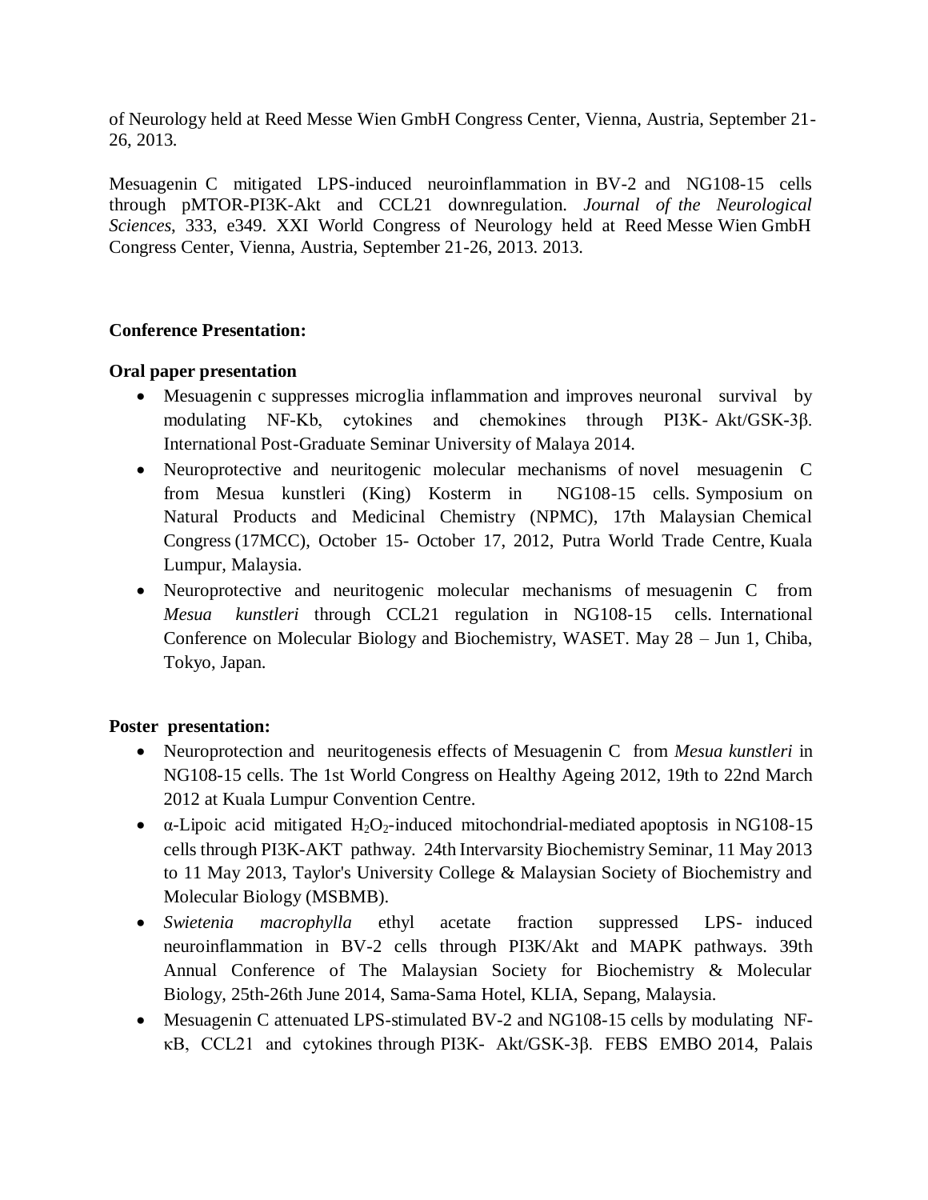of Neurology held at Reed Messe Wien GmbH Congress Center, Vienna, Austria, September 21-26, 2013.

Mesuagenin C mitigated LPS-induced neuroinflammation in BV-2 and NG108-15 cells through pMTOR-PI3K-Akt and CCL21 downregulation. *Journal of the Neurological Sciences*, 333, e349. XXI World Congress of Neurology held at Reed Messe Wien GmbH Congress Center, Vienna, Austria, September 21-26, 2013. 2013.

**Conference Presentation:**

**Oral paper presentation**

- Mesuagenin c suppresses microglia inflammation and improves neuronal survival by modulating NF-Kb, cytokines and chemokines through PI3K- Akt/GSK-3β. International Post-Graduate Seminar University of Malaya 2014.
- Neuroprotective and neuritogenic molecular mechanisms of novel mesuagenin C from Mesua kunstleri (King) Kosterm in NG108-15 cells. Symposium on Natural Products and Medicinal Chemistry (NPMC), 17th Malaysian Chemical Congress (17MCC), October 15- October 17, 2012, Putra World Trade Centre, Kuala Lumpur, Malaysia.
- Neuroprotective and neuritogenic molecular mechanisms of mesuagenin C from *Mesua kunstleri* through CCL21 regulation in NG108-15 cells. International Conference on Molecular Biology and Biochemistry, WASET. May 28 – Jun 1, Chiba, Tokyo, Japan.

**Poster presentation:**

- Neuroprotection and neuritogenesis effects of Mesuagenin C from *Mesua kunstleri* in NG108-15 cells. The 1st World Congress on Healthy Ageing 2012, 19th to 22nd March 2012 at Kuala Lumpur Convention Centre.
- α-Lipoic acid mitigated $H_2O_2$-induced mitochondrial-mediated apoptosis in NG108-15 cells through PI3K-AKT pathway. 24th Intervarsity Biochemistry Seminar, 11 May 2013 to 11 May 2013, Taylor's University College & Malaysian Society of Biochemistry and Molecular Biology (MSBMB).
- *Swietenia macrophylla* ethyl acetate fraction suppressed LPS- induced neuroinflammation in BV-2 cells through PI3K/Akt and MAPK pathways. 39th Annual Conference of The Malaysian Society for Biochemistry & Molecular Biology, 25th-26th June 2014, Sama-Sama Hotel, KLIA, Sepang, Malaysia.
- Mesuagenin C attenuated LPS-stimulated BV-2 and NG108-15 cells by modulating NF-κB, CCL21 and cytokines through PI3K- Akt/GSK-3β. FEBS EMBO 2014, Palais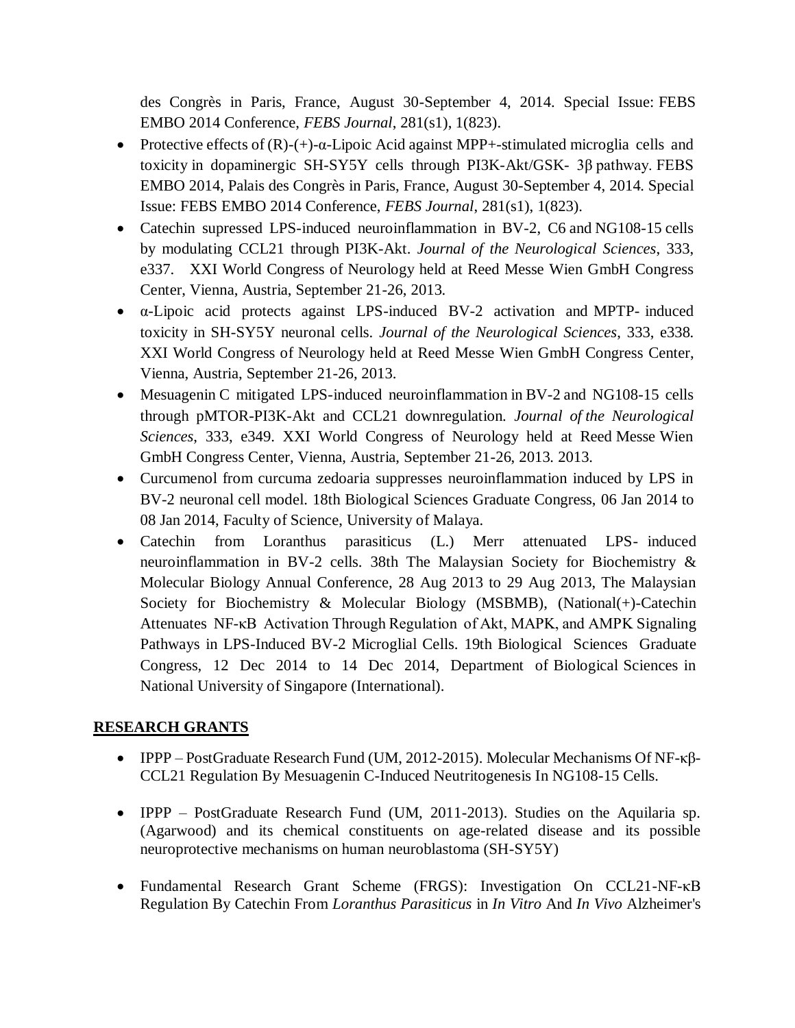des Congrès in Paris, France, August 30-September 4, 2014. Special Issue: FEBS EMBO 2014 Conference, *FEBS Journal*, 281(s1), 1(823).

- Protective effects of (R)-(+)-α-Lipoic Acid against MPP+-stimulated microglia cells and toxicity in dopaminergic SH-SY5Y cells through PI3K-Akt/GSK- 3β pathway. FEBS EMBO 2014, Palais des Congrès in Paris, France, August 30-September 4, 2014. Special Issue: FEBS EMBO 2014 Conference, *FEBS Journal*, 281(s1), 1(823).
- Catechin supressed LPS-induced neuroinflammation in BV-2, C6 and NG108-15 cells by modulating CCL21 through PI3K-Akt. *Journal of the Neurological Sciences*, 333, e337. XXI World Congress of Neurology held at Reed Messe Wien GmbH Congress Center, Vienna, Austria, September 21-26, 2013.
- α-Lipoic acid protects against LPS-induced BV-2 activation and MPTP- induced toxicity in SH-SY5Y neuronal cells. *Journal of the Neurological Sciences*, 333, e338. XXI World Congress of Neurology held at Reed Messe Wien GmbH Congress Center, Vienna, Austria, September 21-26, 2013.
- Mesuagenin C mitigated LPS-induced neuroinflammation in BV-2 and NG108-15 cells through pMTOR-PI3K-Akt and CCL21 downregulation. *Journal of the Neurological Sciences*, 333, e349. XXI World Congress of Neurology held at Reed Messe Wien GmbH Congress Center, Vienna, Austria, September 21-26, 2013. 2013.
- Curcumenol from curcuma zedoaria suppresses neuroinflammation induced by LPS in BV-2 neuronal cell model. 18th Biological Sciences Graduate Congress, 06 Jan 2014 to 08 Jan 2014, Faculty of Science, University of Malaya.
- Catechin from Loranthus parasiticus (L.) Merr attenuated LPS- induced neuroinflammation in BV-2 cells. 38th The Malaysian Society for Biochemistry & Molecular Biology Annual Conference, 28 Aug 2013 to 29 Aug 2013, The Malaysian Society for Biochemistry & Molecular Biology (MSBMB), (National(+)-Catechin Attenuates NF-κB Activation Through Regulation of Akt, MAPK, and AMPK Signaling Pathways in LPS-Induced BV-2 Microglial Cells. 19th Biological Sciences Graduate Congress, 12 Dec 2014 to 14 Dec 2014, Department of Biological Sciences in National University of Singapore (International).

## RESEARCH GRANTS

- IPPP – PostGraduate Research Fund (UM, 2012-2015). Molecular Mechanisms Of NF-κβ-CCL21 Regulation By Mesuagenin C-Induced Neutritogenesis In NG108-15 Cells.
- IPPP – PostGraduate Research Fund (UM, 2011-2013). Studies on the Aquilaria sp. (Agarwood) and its chemical constituents on age-related disease and its possible neuroprotective mechanisms on human neuroblastoma (SH-SY5Y)
- Fundamental Research Grant Scheme (FRGS): Investigation On CCL21-NF-κB Regulation By Catechin From *Loranthus Parasiticus* in *In Vitro* And *In Vivo* Alzheimer's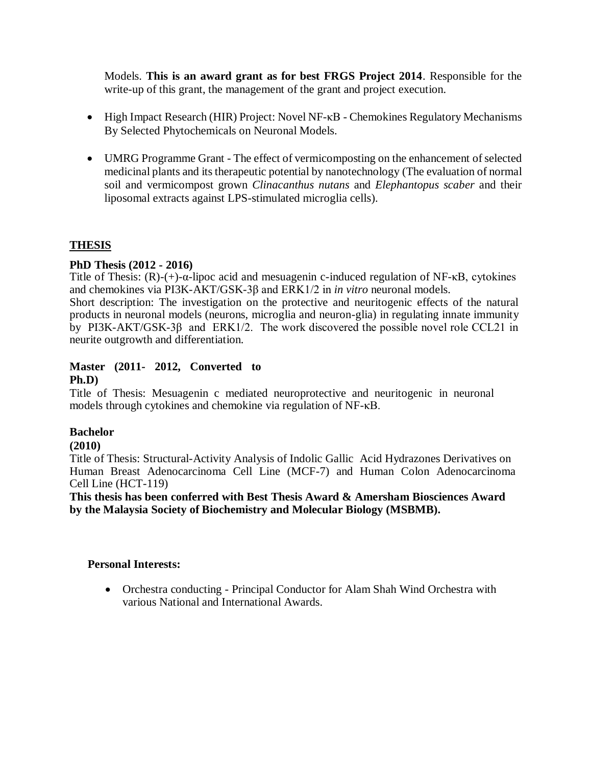Models. **This is an award grant as for best FRGS Project 2014**. Responsible for the write-up of this grant, the management of the grant and project execution.

- High Impact Research (HIR) Project: Novel NF-κB - Chemokines Regulatory Mechanisms By Selected Phytochemicals on Neuronal Models.
- UMRG Programme Grant - The effect of vermicomposting on the enhancement of selected medicinal plants and its therapeutic potential by nanotechnology (The evaluation of normal soil and vermicompost grown *Clinacanthus nutans* and *Elephantopus scaber* and their liposomal extracts against LPS-stimulated microglia cells).

## THESIS

**PhD Thesis (2012 - 2016)**

Title of Thesis: (R)-(+)-α-lipoc acid and mesuagenin c-induced regulation of NF-κB, cytokines and chemokines via PI3K-AKT/GSK-3β and ERK1/2 in *in vitro* neuronal models.

Short description: The investigation on the protective and neuritogenic effects of the natural products in neuronal models (neurons, microglia and neuron-glia) in regulating innate immunity by PI3K-AKT/GSK-3β and ERK1/2. The work discovered the possible novel role CCL21 in neurite outgrowth and differentiation.

**Master (2011- 2012, Converted to Ph.D)**

Title of Thesis: Mesuagenin c mediated neuroprotective and neuritogenic in neuronal models through cytokines and chemokine via regulation of NF-κB.

**Bachelor (2010)**

Title of Thesis: Structural-Activity Analysis of Indolic Gallic Acid Hydrazones Derivatives on Human Breast Adenocarcinoma Cell Line (MCF-7) and Human Colon Adenocarcinoma Cell Line (HCT-119)

**This thesis has been conferred with Best Thesis Award & Amersham Biosciences Award by the Malaysia Society of Biochemistry and Molecular Biology (MSBMB).**

**Personal Interests:**

- Orchestra conducting - Principal Conductor for Alam Shah Wind Orchestra with various National and International Awards.